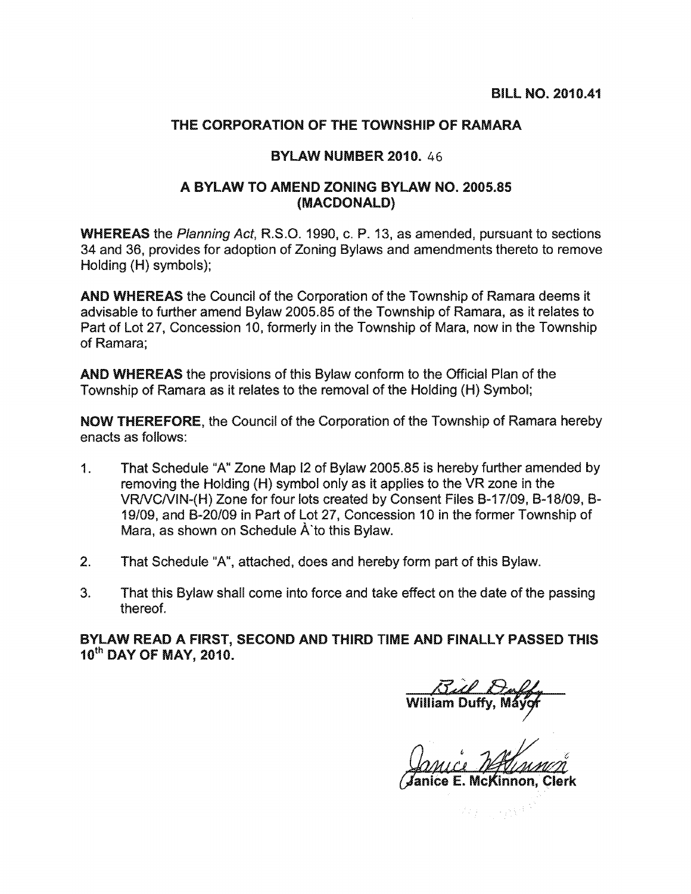**BILL NO. 2010.41**

## THE CORPORATION OF THE TOWNSHIP OF RAMARA

### BYLAW NUMBER 2010. 46

### A BYLAW TO AMEND ZONING BYLAW NO. 2005.85 (MACDONALD)

**WHEREAS** the *Planning Act*, R.S.O. 1990, c. P. 13, as amended, pursuant to sections 34 and 36, provides for adoption of Zoning Bylaws and amendments thereto to remove Holding (H) symbols);

**AND WHEREAS** the Council of the Corporation of the Township of Ramara deems it advisable to further amend Bylaw 2005.85 of the Township of Ramara, as it relates to Part of Lot 27, Concession 10, formerly in the Township of Mara, now in the Township of Ramara;

**AND WHEREAS** the provisions of this Bylaw conform to the Official Plan of the Township of Ramara as it relates to the removal of the Holding (H) Symbol;

**NOW THEREFORE**, the Council of the Corporation of the Township of Ramara hereby enacts as follows:

1. That Schedule "A" Zone Map I2 of Bylaw 2005.85 is hereby further amended by removing the Holding (H) symbol only as it applies to the VR zone in the VR/VC/VIN-(H) Zone for four lots created by Consent Files B-17/09, B-18/09, B-19/09, and B-20/09 in Part of Lot 27, Concession 10 in the former Township of Mara, as shown on Schedule À`to this Bylaw.
2. That Schedule "A", attached, does and hereby form part of this Bylaw.
3. That this Bylaw shall come into force and take effect on the date of the passing thereof.

**BYLAW READ A FIRST, SECOND AND THIRD TIME AND FINALLY PASSED THIS 10th DAY OF MAY, 2010.**

William Duffy, Mayor

Janice E. McKinnon, Clerk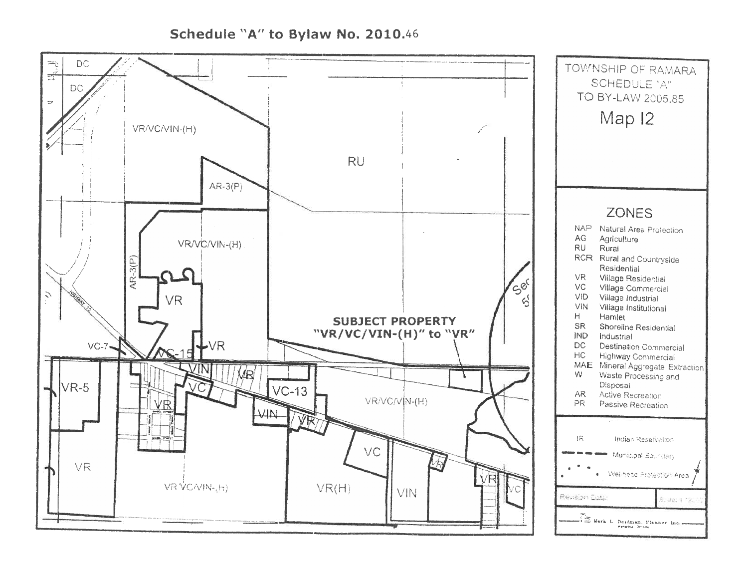# Schedule "A" to Bylaw No. 2010.46

SUBJECT PROPERTY
"VR/VC/VIN-(H)" to "VR"

DC

DC

VR/VC/VIN-(H)

RU

AR-3(P)

VR/VC/VIN-(H)

AR-3(P)

VR

HIGHWAY 12

VC-7

VC-15

VR

VIN

VR

VR-5

VC

VC-13

VR

VR/VC/VIN-(H)

VIN

VR

VR

VC

VR

VR VC/VIN-(H)

VR(H)

VIN

VR

VC

TOWNSHIP OF RAMARA
SCHEDULE "A"
TO BY-LAW 2005.85

Map I2

ZONES

| | |
|---|---|
| NAP | Natural Area Protection |
| AG | Agriculture |
| RU | Rural |
| RCR | Rural and Countryside Residential |
| VR | Village Residential |
| VC | Village Commercial |
| VID | Village Industrial |
| VIN | Village Institutional |
| H | Hamlet |
| SR | Shoreline Residential |
| IND | Industrial |
| DC | Destination Commercial |
| HC | Highway Commercial |
| MAE | Mineral Aggregate Extraction |
| W | Waste Processing and Disposal |
| AR | Active Recreation |
| PR | Passive Recreation |

IR Indian Reservation

Municipal Boundary

Wellhead Protection Area

Revision Date:

Mark L. Dorfman, Planner Inc.